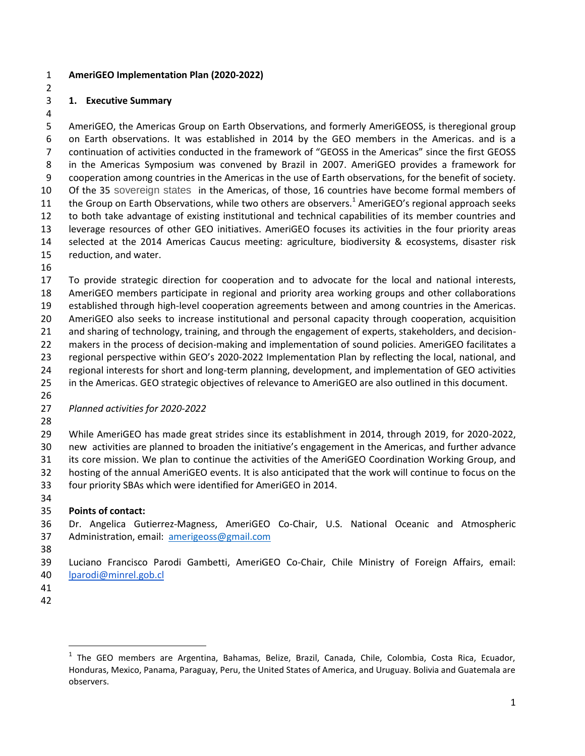# AmeriGEO Implementation Plan (2020-2022)

## 1. Executive Summary

AmeriGEO, the Americas Group on Earth Observations, and formerly AmeriGEOSS, is theregional group on Earth observations. It was established in 2014 by the GEO members in the Americas. and is a continuation of activities conducted in the framework of "GEOSS in the Americas" since the first GEOSS in the Americas Symposium was convened by Brazil in 2007. AmeriGEO provides a framework for cooperation among countries in the Americas in the use of Earth observations, for the benefit of society. Of the 35 sovereign states in the Americas, of those, 16 countries have become formal members of the Group on Earth Observations, while two others are observers.[1] AmeriGEO's regional approach seeks to both take advantage of existing institutional and technical capabilities of its member countries and leverage resources of other GEO initiatives. AmeriGEO focuses its activities in the four priority areas selected at the 2014 Americas Caucus meeting: agriculture, biodiversity & ecosystems, disaster risk reduction, and water.

To provide strategic direction for cooperation and to advocate for the local and national interests, AmeriGEO members participate in regional and priority area working groups and other collaborations established through high-level cooperation agreements between and among countries in the Americas. AmeriGEO also seeks to increase institutional and personal capacity through cooperation, acquisition and sharing of technology, training, and through the engagement of experts, stakeholders, and decision-makers in the process of decision-making and implementation of sound policies. AmeriGEO facilitates a regional perspective within GEO's 2020-2022 Implementation Plan by reflecting the local, national, and regional interests for short and long-term planning, development, and implementation of GEO activities in the Americas. GEO strategic objectives of relevance to AmeriGEO are also outlined in this document.

*Planned activities for 2020-2022*

While AmeriGEO has made great strides since its establishment in 2014, through 2019, for 2020-2022, new activities are planned to broaden the initiative's engagement in the Americas, and further advance its core mission. We plan to continue the activities of the AmeriGEO Coordination Working Group, and hosting of the annual AmeriGEO events. It is also anticipated that the work will continue to focus on the four priority SBAs which were identified for AmeriGEO in 2014.

**Points of contact:**

Dr. Angelica Gutierrez-Magness, AmeriGEO Co-Chair, U.S. National Oceanic and Atmospheric Administration, email: amerigeoss@gmail.com

Luciano Francisco Parodi Gambetti, AmeriGEO Co-Chair, Chile Ministry of Foreign Affairs, email: lparodi@minrel.gob.cl

---

[1] The GEO members are Argentina, Bahamas, Belize, Brazil, Canada, Chile, Colombia, Costa Rica, Ecuador, Honduras, Mexico, Panama, Paraguay, Peru, the United States of America, and Uruguay. Bolivia and Guatemala are observers.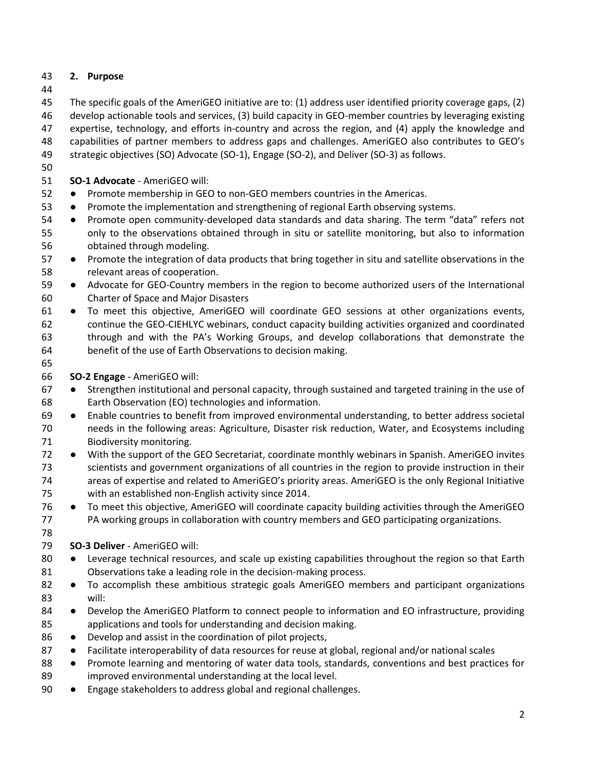## 2. Purpose

The specific goals of the AmeriGEO initiative are to: (1) address user identified priority coverage gaps, (2) develop actionable tools and services, (3) build capacity in GEO-member countries by leveraging existing expertise, technology, and efforts in-country and across the region, and (4) apply the knowledge and capabilities of partner members to address gaps and challenges. AmeriGEO also contributes to GEO's strategic objectives (SO) Advocate (SO-1), Engage (SO-2), and Deliver (SO-3) as follows.

**SO-1 Advocate** - AmeriGEO will:

- Promote membership in GEO to non-GEO members countries in the Americas.
- Promote the implementation and strengthening of regional Earth observing systems.
- Promote open community-developed data standards and data sharing. The term "data" refers not only to the observations obtained through in situ or satellite monitoring, but also to information obtained through modeling.
- Promote the integration of data products that bring together in situ and satellite observations in the relevant areas of cooperation.
- Advocate for GEO-Country members in the region to become authorized users of the International Charter of Space and Major Disasters
- To meet this objective, AmeriGEO will coordinate GEO sessions at other organizations events, continue the GEO-CIEHLYC webinars, conduct capacity building activities organized and coordinated through and with the PA's Working Groups, and develop collaborations that demonstrate the benefit of the use of Earth Observations to decision making.

**SO-2 Engage** - AmeriGEO will:

- Strengthen institutional and personal capacity, through sustained and targeted training in the use of Earth Observation (EO) technologies and information.
- Enable countries to benefit from improved environmental understanding, to better address societal needs in the following areas: Agriculture, Disaster risk reduction, Water, and Ecosystems including Biodiversity monitoring.
- With the support of the GEO Secretariat, coordinate monthly webinars in Spanish. AmeriGEO invites scientists and government organizations of all countries in the region to provide instruction in their areas of expertise and related to AmeriGEO's priority areas. AmeriGEO is the only Regional Initiative with an established non-English activity since 2014.
- To meet this objective, AmeriGEO will coordinate capacity building activities through the AmeriGEO PA working groups in collaboration with country members and GEO participating organizations.

**SO-3 Deliver** - AmeriGEO will:

- Leverage technical resources, and scale up existing capabilities throughout the region so that Earth Observations take a leading role in the decision-making process.
- To accomplish these ambitious strategic goals AmeriGEO members and participant organizations will:
- Develop the AmeriGEO Platform to connect people to information and EO infrastructure, providing applications and tools for understanding and decision making.
- Develop and assist in the coordination of pilot projects,
- Facilitate interoperability of data resources for reuse at global, regional and/or national scales
- Promote learning and mentoring of water data tools, standards, conventions and best practices for improved environmental understanding at the local level.
- Engage stakeholders to address global and regional challenges.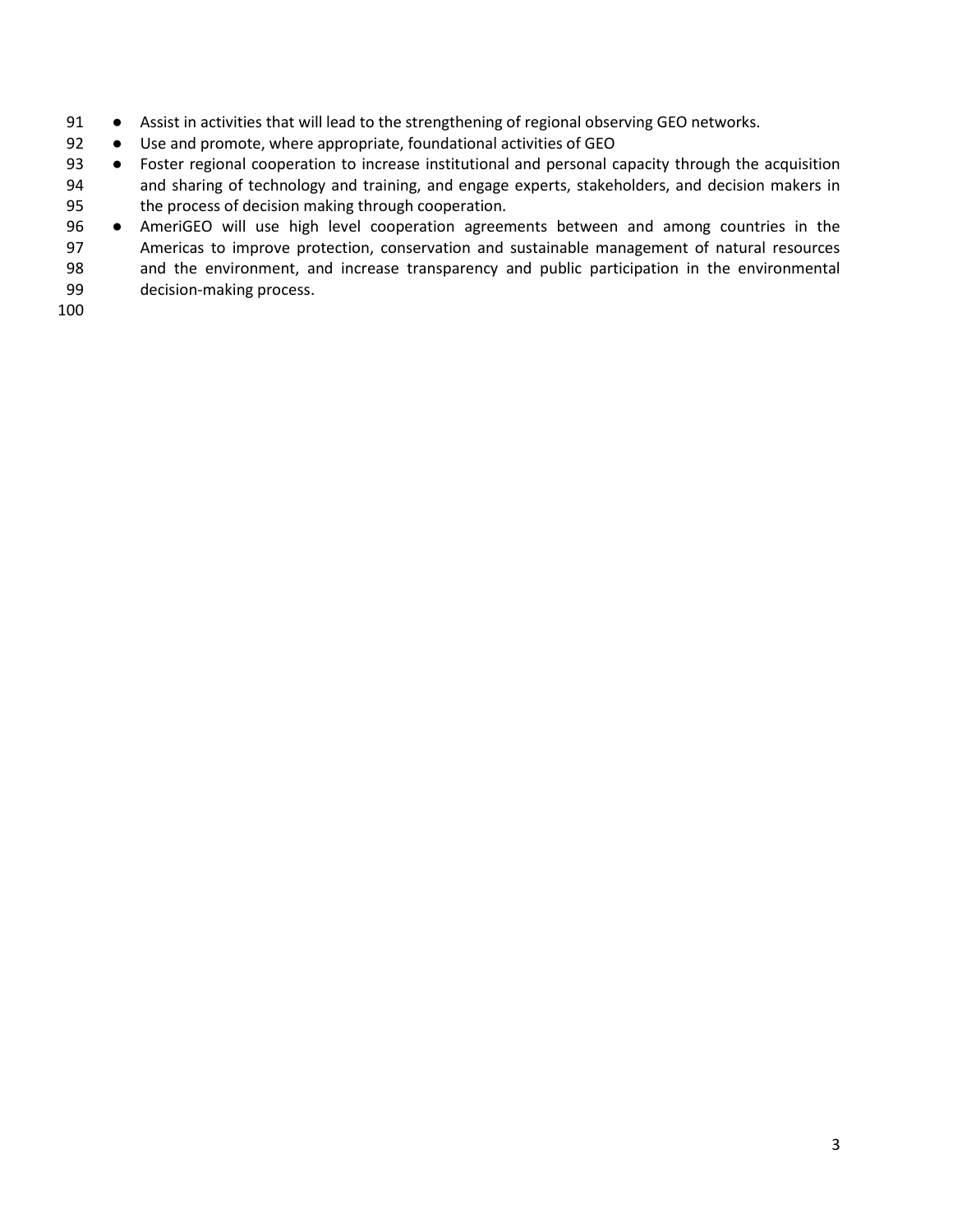- Assist in activities that will lead to the strengthening of regional observing GEO networks.
- Use and promote, where appropriate, foundational activities of GEO
- Foster regional cooperation to increase institutional and personal capacity through the acquisition and sharing of technology and training, and engage experts, stakeholders, and decision makers in the process of decision making through cooperation.
- AmeriGEO will use high level cooperation agreements between and among countries in the Americas to improve protection, conservation and sustainable management of natural resources and the environment, and increase transparency and public participation in the environmental decision-making process.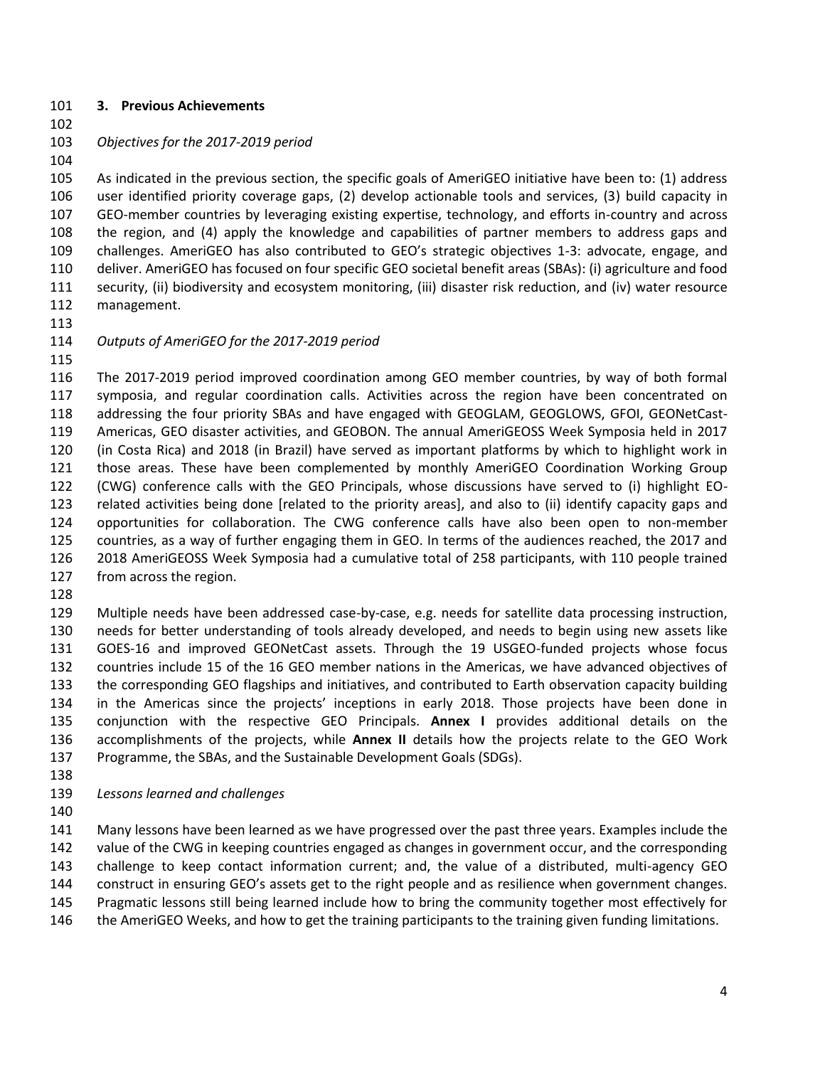## 3. Previous Achievements

*Objectives for the 2017-2019 period*

As indicated in the previous section, the specific goals of AmeriGEO initiative have been to: (1) address user identified priority coverage gaps, (2) develop actionable tools and services, (3) build capacity in GEO-member countries by leveraging existing expertise, technology, and efforts in-country and across the region, and (4) apply the knowledge and capabilities of partner members to address gaps and challenges. AmeriGEO has also contributed to GEO's strategic objectives 1-3: advocate, engage, and deliver. AmeriGEO has focused on four specific GEO societal benefit areas (SBAs): (i) agriculture and food security, (ii) biodiversity and ecosystem monitoring, (iii) disaster risk reduction, and (iv) water resource management.

*Outputs of AmeriGEO for the 2017-2019 period*

The 2017-2019 period improved coordination among GEO member countries, by way of both formal symposia, and regular coordination calls. Activities across the region have been concentrated on addressing the four priority SBAs and have engaged with GEOGLAM, GEOGLOWS, GFOI, GEONetCast-Americas, GEO disaster activities, and GEOBON. The annual AmeriGEOSS Week Symposia held in 2017 (in Costa Rica) and 2018 (in Brazil) have served as important platforms by which to highlight work in those areas. These have been complemented by monthly AmeriGEO Coordination Working Group (CWG) conference calls with the GEO Principals, whose discussions have served to (i) highlight EO-related activities being done [related to the priority areas], and also to (ii) identify capacity gaps and opportunities for collaboration. The CWG conference calls have also been open to non-member countries, as a way of further engaging them in GEO. In terms of the audiences reached, the 2017 and 2018 AmeriGEOSS Week Symposia had a cumulative total of 258 participants, with 110 people trained from across the region.

Multiple needs have been addressed case-by-case, e.g. needs for satellite data processing instruction, needs for better understanding of tools already developed, and needs to begin using new assets like GOES-16 and improved GEONetCast assets. Through the 19 USGEO-funded projects whose focus countries include 15 of the 16 GEO member nations in the Americas, we have advanced objectives of the corresponding GEO flagships and initiatives, and contributed to Earth observation capacity building in the Americas since the projects' inceptions in early 2018. Those projects have been done in conjunction with the respective GEO Principals. **Annex I** provides additional details on the accomplishments of the projects, while **Annex II** details how the projects relate to the GEO Work Programme, the SBAs, and the Sustainable Development Goals (SDGs).

*Lessons learned and challenges*

Many lessons have been learned as we have progressed over the past three years. Examples include the value of the CWG in keeping countries engaged as changes in government occur, and the corresponding challenge to keep contact information current; and, the value of a distributed, multi-agency GEO construct in ensuring GEO's assets get to the right people and as resilience when government changes. Pragmatic lessons still being learned include how to bring the community together most effectively for the AmeriGEO Weeks, and how to get the training participants to the training given funding limitations.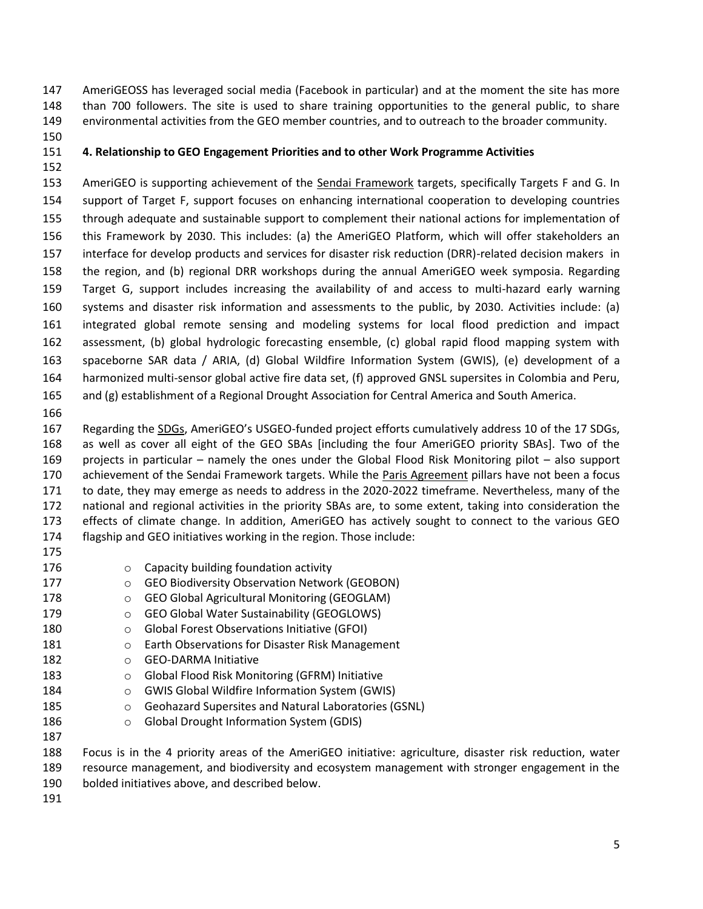AmeriGEOSS has leveraged social media (Facebook in particular) and at the moment the site has more than 700 followers. The site is used to share training opportunities to the general public, to share environmental activities from the GEO member countries, and to outreach to the broader community.

## 4. Relationship to GEO Engagement Priorities and to other Work Programme Activities

AmeriGEO is supporting achievement of the Sendai Framework targets, specifically Targets F and G. In support of Target F, support focuses on enhancing international cooperation to developing countries through adequate and sustainable support to complement their national actions for implementation of this Framework by 2030. This includes: (a) the AmeriGEO Platform, which will offer stakeholders an interface for develop products and services for disaster risk reduction (DRR)-related decision makers in the region, and (b) regional DRR workshops during the annual AmeriGEO week symposia. Regarding Target G, support includes increasing the availability of and access to multi-hazard early warning systems and disaster risk information and assessments to the public, by 2030. Activities include: (a) integrated global remote sensing and modeling systems for local flood prediction and impact assessment, (b) global hydrologic forecasting ensemble, (c) global rapid flood mapping system with spaceborne SAR data / ARIA, (d) Global Wildfire Information System (GWIS), (e) development of a harmonized multi-sensor global active fire data set, (f) approved GNSL supersites in Colombia and Peru, and (g) establishment of a Regional Drought Association for Central America and South America.

Regarding the SDGs, AmeriGEO's USGEO-funded project efforts cumulatively address 10 of the 17 SDGs, as well as cover all eight of the GEO SBAs [including the four AmeriGEO priority SBAs]. Two of the projects in particular – namely the ones under the Global Flood Risk Monitoring pilot – also support achievement of the Sendai Framework targets. While the Paris Agreement pillars have not been a focus to date, they may emerge as needs to address in the 2020-2022 timeframe. Nevertheless, many of the national and regional activities in the priority SBAs are, to some extent, taking into consideration the effects of climate change. In addition, AmeriGEO has actively sought to connect to the various GEO flagship and GEO initiatives working in the region. Those include:

- Capacity building foundation activity
- GEO Biodiversity Observation Network (GEOBON)
- GEO Global Agricultural Monitoring (GEOGLAM)
- GEO Global Water Sustainability (GEOGLOWS)
- Global Forest Observations Initiative (GFOI)
- Earth Observations for Disaster Risk Management
- GEO-DARMA Initiative
- Global Flood Risk Monitoring (GFRM) Initiative
- GWIS Global Wildfire Information System (GWIS)
- Geohazard Supersites and Natural Laboratories (GSNL)
- Global Drought Information System (GDIS)

Focus is in the 4 priority areas of the AmeriGEO initiative: agriculture, disaster risk reduction, water resource management, and biodiversity and ecosystem management with stronger engagement in the bolded initiatives above, and described below.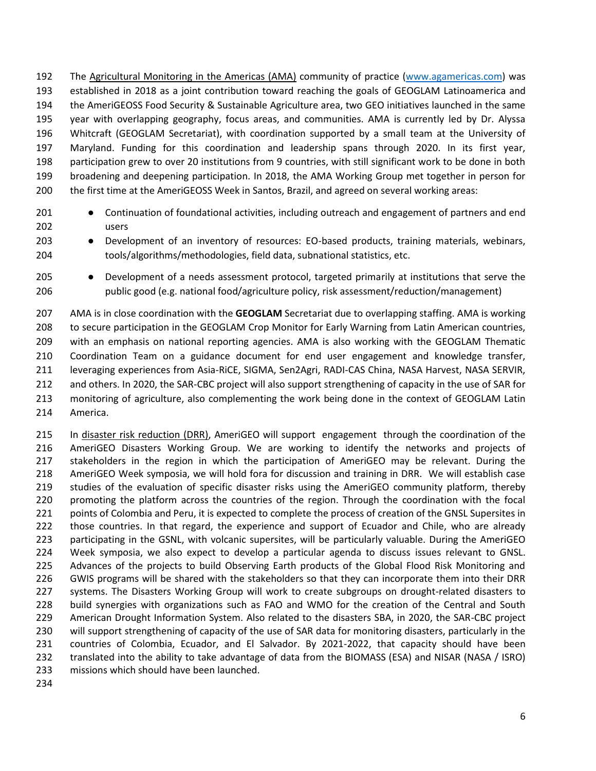The Agricultural Monitoring in the Americas (AMA) community of practice ([www.agamericas.com](www.agamericas.com)) was established in 2018 as a joint contribution toward reaching the goals of GEOGLAM Latinoamerica and the AmeriGEOSS Food Security & Sustainable Agriculture area, two GEO initiatives launched in the same year with overlapping geography, focus areas, and communities. AMA is currently led by Dr. Alyssa Whitcraft (GEOGLAM Secretariat), with coordination supported by a small team at the University of Maryland. Funding for this coordination and leadership spans through 2020. In its first year, participation grew to over 20 institutions from 9 countries, with still significant work to be done in both broadening and deepening participation. In 2018, the AMA Working Group met together in person for the first time at the AmeriGEOSS Week in Santos, Brazil, and agreed on several working areas:

- Continuation of foundational activities, including outreach and engagement of partners and end users
- Development of an inventory of resources: EO-based products, training materials, webinars, tools/algorithms/methodologies, field data, subnational statistics, etc.
- Development of a needs assessment protocol, targeted primarily at institutions that serve the public good (e.g. national food/agriculture policy, risk assessment/reduction/management)

AMA is in close coordination with the **GEOGLAM** Secretariat due to overlapping staffing. AMA is working to secure participation in the GEOGLAM Crop Monitor for Early Warning from Latin American countries, with an emphasis on national reporting agencies. AMA is also working with the GEOGLAM Thematic Coordination Team on a guidance document for end user engagement and knowledge transfer, leveraging experiences from Asia-RiCE, SIGMA, Sen2Agri, RADI-CAS China, NASA Harvest, NASA SERVIR, and others. In 2020, the SAR-CBC project will also support strengthening of capacity in the use of SAR for monitoring of agriculture, also complementing the work being done in the context of GEOGLAM Latin America.

In disaster risk reduction (DRR), AmeriGEO will support engagement through the coordination of the AmeriGEO Disasters Working Group. We are working to identify the networks and projects of stakeholders in the region in which the participation of AmeriGEO may be relevant. During the AmeriGEO Week symposia, we will hold fora for discussion and training in DRR. We will establish case studies of the evaluation of specific disaster risks using the AmeriGEO community platform, thereby promoting the platform across the countries of the region. Through the coordination with the focal points of Colombia and Peru, it is expected to complete the process of creation of the GNSL Supersites in those countries. In that regard, the experience and support of Ecuador and Chile, who are already participating in the GSNL, with volcanic supersites, will be particularly valuable. During the AmeriGEO Week symposia, we also expect to develop a particular agenda to discuss issues relevant to GNSL. Advances of the projects to build Observing Earth products of the Global Flood Risk Monitoring and GWIS programs will be shared with the stakeholders so that they can incorporate them into their DRR systems. The Disasters Working Group will work to create subgroups on drought-related disasters to build synergies with organizations such as FAO and WMO for the creation of the Central and South American Drought Information System. Also related to the disasters SBA, in 2020, the SAR-CBC project will support strengthening of capacity of the use of SAR data for monitoring disasters, particularly in the countries of Colombia, Ecuador, and El Salvador. By 2021-2022, that capacity should have been translated into the ability to take advantage of data from the BIOMASS (ESA) and NISAR (NASA / ISRO) missions which should have been launched.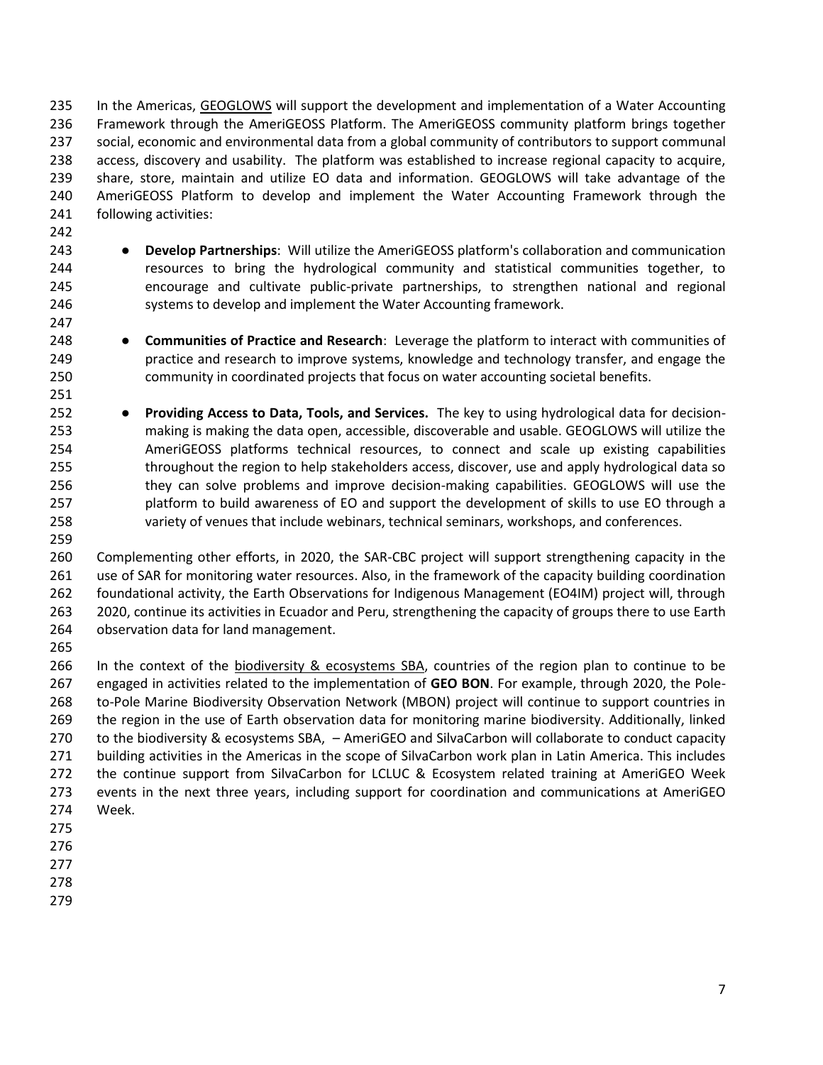In the Americas, GEOGLOWS will support the development and implementation of a Water Accounting Framework through the AmeriGEOSS Platform. The AmeriGEOSS community platform brings together social, economic and environmental data from a global community of contributors to support communal access, discovery and usability. The platform was established to increase regional capacity to acquire, share, store, maintain and utilize EO data and information. GEOGLOWS will take advantage of the AmeriGEOSS Platform to develop and implement the Water Accounting Framework through the following activities:

- **Develop Partnerships**: Will utilize the AmeriGEOSS platform's collaboration and communication resources to bring the hydrological community and statistical communities together, to encourage and cultivate public-private partnerships, to strengthen national and regional systems to develop and implement the Water Accounting framework.

- **Communities of Practice and Research**: Leverage the platform to interact with communities of practice and research to improve systems, knowledge and technology transfer, and engage the community in coordinated projects that focus on water accounting societal benefits.

- **Providing Access to Data, Tools, and Services.** The key to using hydrological data for decision-making is making the data open, accessible, discoverable and usable. GEOGLOWS will utilize the AmeriGEOSS platforms technical resources, to connect and scale up existing capabilities throughout the region to help stakeholders access, discover, use and apply hydrological data so they can solve problems and improve decision-making capabilities. GEOGLOWS will use the platform to build awareness of EO and support the development of skills to use EO through a variety of venues that include webinars, technical seminars, workshops, and conferences.

Complementing other efforts, in 2020, the SAR-CBC project will support strengthening capacity in the use of SAR for monitoring water resources. Also, in the framework of the capacity building coordination foundational activity, the Earth Observations for Indigenous Management (EO4IM) project will, through 2020, continue its activities in Ecuador and Peru, strengthening the capacity of groups there to use Earth observation data for land management.

In the context of the biodiversity & ecosystems SBA, countries of the region plan to continue to be engaged in activities related to the implementation of **GEO BON**. For example, through 2020, the Pole-to-Pole Marine Biodiversity Observation Network (MBON) project will continue to support countries in the region in the use of Earth observation data for monitoring marine biodiversity. Additionally, linked to the biodiversity & ecosystems SBA, – AmeriGEO and SilvaCarbon will collaborate to conduct capacity building activities in the Americas in the scope of SilvaCarbon work plan in Latin America. This includes the continue support from SilvaCarbon for LCLUC & Ecosystem related training at AmeriGEO Week events in the next three years, including support for coordination and communications at AmeriGEO Week.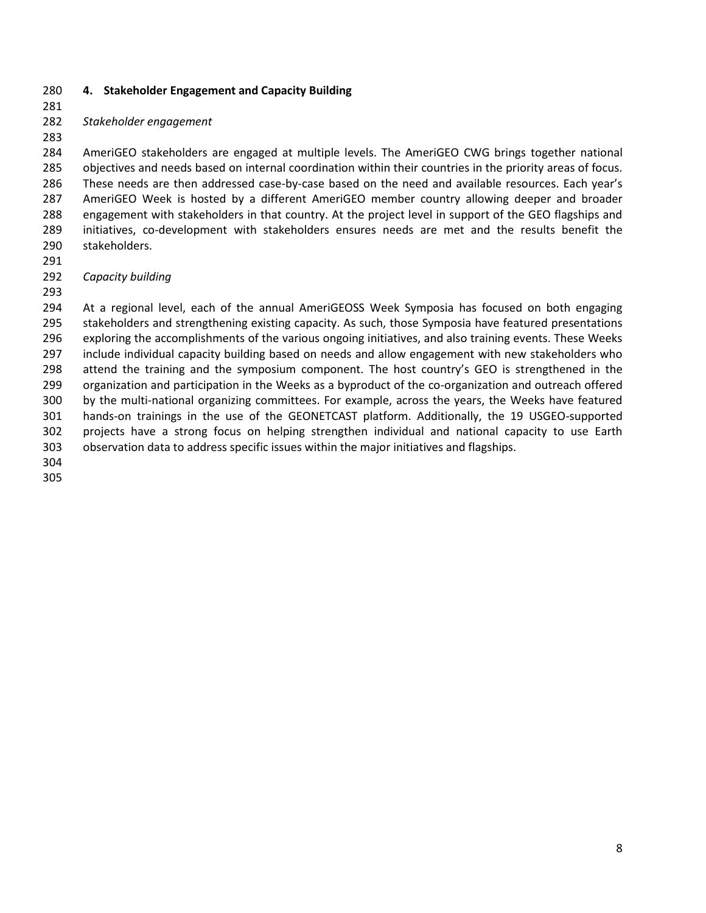## 4. Stakeholder Engagement and Capacity Building

*Stakeholder engagement*

AmeriGEO stakeholders are engaged at multiple levels. The AmeriGEO CWG brings together national objectives and needs based on internal coordination within their countries in the priority areas of focus. These needs are then addressed case-by-case based on the need and available resources. Each year's AmeriGEO Week is hosted by a different AmeriGEO member country allowing deeper and broader engagement with stakeholders in that country. At the project level in support of the GEO flagships and initiatives, co-development with stakeholders ensures needs are met and the results benefit the stakeholders.

*Capacity building*

At a regional level, each of the annual AmeriGEOSS Week Symposia has focused on both engaging stakeholders and strengthening existing capacity. As such, those Symposia have featured presentations exploring the accomplishments of the various ongoing initiatives, and also training events. These Weeks include individual capacity building based on needs and allow engagement with new stakeholders who attend the training and the symposium component. The host country's GEO is strengthened in the organization and participation in the Weeks as a byproduct of the co-organization and outreach offered by the multi-national organizing committees. For example, across the years, the Weeks have featured hands-on trainings in the use of the GEONETCAST platform. Additionally, the 19 USGEO-supported projects have a strong focus on helping strengthen individual and national capacity to use Earth observation data to address specific issues within the major initiatives and flagships.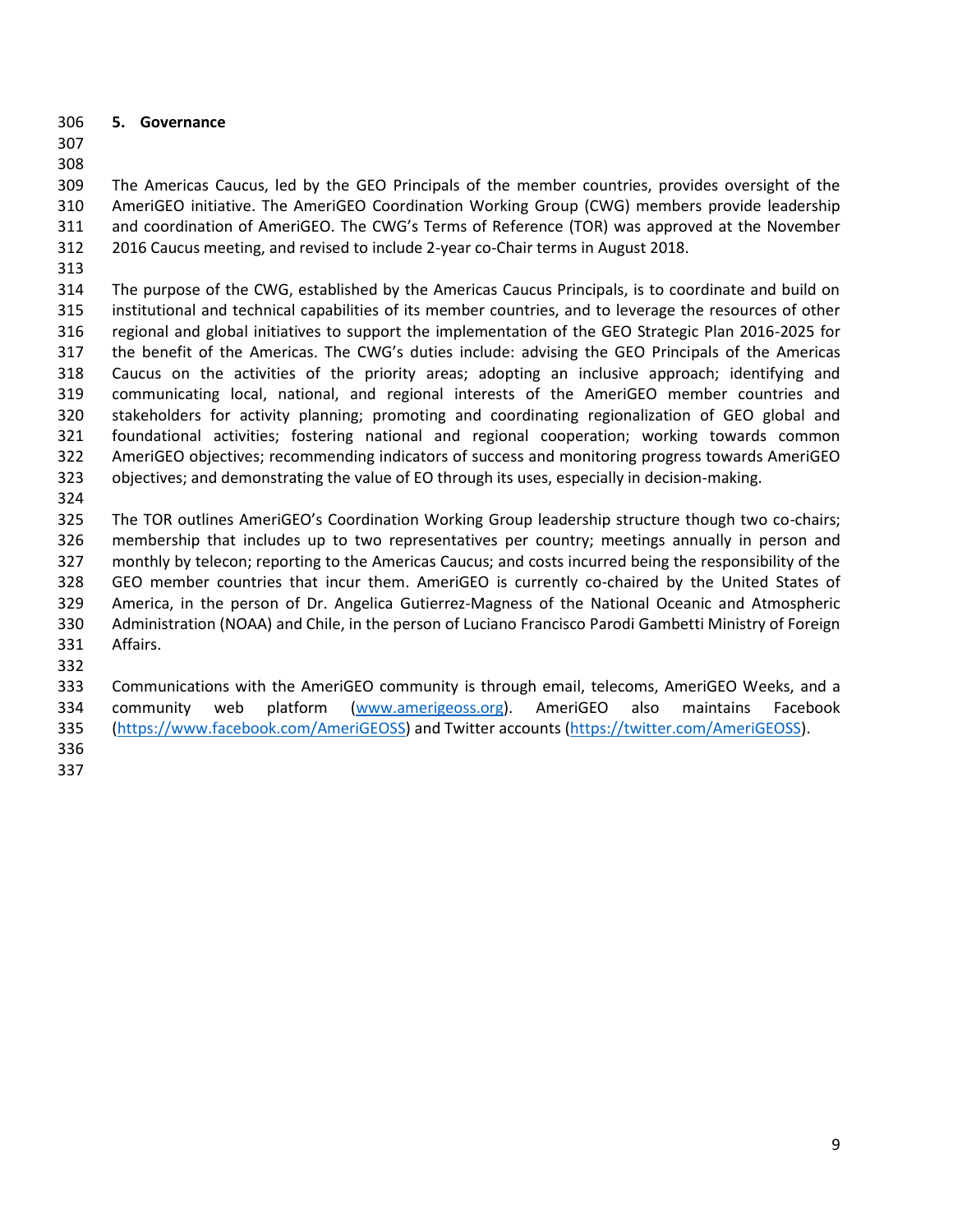## 5. Governance

The Americas Caucus, led by the GEO Principals of the member countries, provides oversight of the AmeriGEO initiative. The AmeriGEO Coordination Working Group (CWG) members provide leadership and coordination of AmeriGEO. The CWG's Terms of Reference (TOR) was approved at the November 2016 Caucus meeting, and revised to include 2-year co-Chair terms in August 2018.

The purpose of the CWG, established by the Americas Caucus Principals, is to coordinate and build on institutional and technical capabilities of its member countries, and to leverage the resources of other regional and global initiatives to support the implementation of the GEO Strategic Plan 2016-2025 for the benefit of the Americas. The CWG's duties include: advising the GEO Principals of the Americas Caucus on the activities of the priority areas; adopting an inclusive approach; identifying and communicating local, national, and regional interests of the AmeriGEO member countries and stakeholders for activity planning; promoting and coordinating regionalization of GEO global and foundational activities; fostering national and regional cooperation; working towards common AmeriGEO objectives; recommending indicators of success and monitoring progress towards AmeriGEO objectives; and demonstrating the value of EO through its uses, especially in decision-making.

The TOR outlines AmeriGEO's Coordination Working Group leadership structure though two co-chairs; membership that includes up to two representatives per country; meetings annually in person and monthly by telecon; reporting to the Americas Caucus; and costs incurred being the responsibility of the GEO member countries that incur them. AmeriGEO is currently co-chaired by the United States of America, in the person of Dr. Angelica Gutierrez-Magness of the National Oceanic and Atmospheric Administration (NOAA) and Chile, in the person of Luciano Francisco Parodi Gambetti Ministry of Foreign Affairs.

Communications with the AmeriGEO community is through email, telecoms, AmeriGEO Weeks, and a community web platform (www.amerigeoss.org). AmeriGEO also maintains Facebook (https://www.facebook.com/AmeriGEOSS) and Twitter accounts (https://twitter.com/AmeriGEOSS).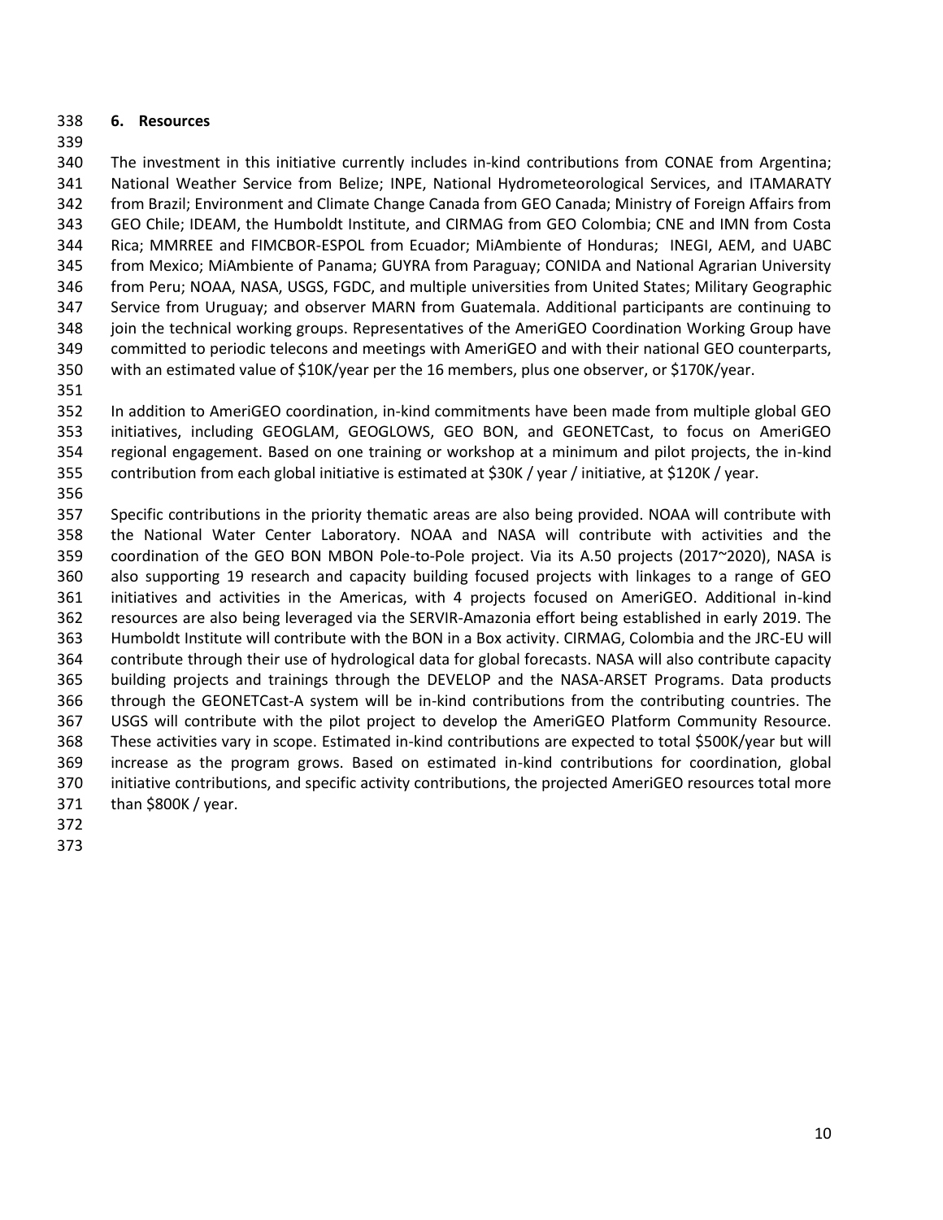## 6. Resources

The investment in this initiative currently includes in-kind contributions from CONAE from Argentina; National Weather Service from Belize; INPE, National Hydrometeorological Services, and ITAMARATY from Brazil; Environment and Climate Change Canada from GEO Canada; Ministry of Foreign Affairs from GEO Chile; IDEAM, the Humboldt Institute, and CIRMAG from GEO Colombia; CNE and IMN from Costa Rica; MMRREE and FIMCBOR-ESPOL from Ecuador; MiAmbiente of Honduras; INEGI, AEM, and UABC from Mexico; MiAmbiente of Panama; GUYRA from Paraguay; CONIDA and National Agrarian University from Peru; NOAA, NASA, USGS, FGDC, and multiple universities from United States; Military Geographic Service from Uruguay; and observer MARN from Guatemala. Additional participants are continuing to join the technical working groups. Representatives of the AmeriGEO Coordination Working Group have committed to periodic telecons and meetings with AmeriGEO and with their national GEO counterparts, with an estimated value of $10K/year per the 16 members, plus one observer, or $170K/year.

In addition to AmeriGEO coordination, in-kind commitments have been made from multiple global GEO initiatives, including GEOGLAM, GEOGLOWS, GEO BON, and GEONETCast, to focus on AmeriGEO regional engagement. Based on one training or workshop at a minimum and pilot projects, the in-kind contribution from each global initiative is estimated at $30K / year / initiative, at $120K / year.

Specific contributions in the priority thematic areas are also being provided. NOAA will contribute with the National Water Center Laboratory. NOAA and NASA will contribute with activities and the coordination of the GEO BON MBON Pole-to-Pole project. Via its A.50 projects (2017~2020), NASA is also supporting 19 research and capacity building focused projects with linkages to a range of GEO initiatives and activities in the Americas, with 4 projects focused on AmeriGEO. Additional in-kind resources are also being leveraged via the SERVIR-Amazonia effort being established in early 2019. The Humboldt Institute will contribute with the BON in a Box activity. CIRMAG, Colombia and the JRC-EU will contribute through their use of hydrological data for global forecasts. NASA will also contribute capacity building projects and trainings through the DEVELOP and the NASA-ARSET Programs. Data products through the GEONETCast-A system will be in-kind contributions from the contributing countries. The USGS will contribute with the pilot project to develop the AmeriGEO Platform Community Resource. These activities vary in scope. Estimated in-kind contributions are expected to total $500K/year but will increase as the program grows. Based on estimated in-kind contributions for coordination, global initiative contributions, and specific activity contributions, the projected AmeriGEO resources total more than $800K / year.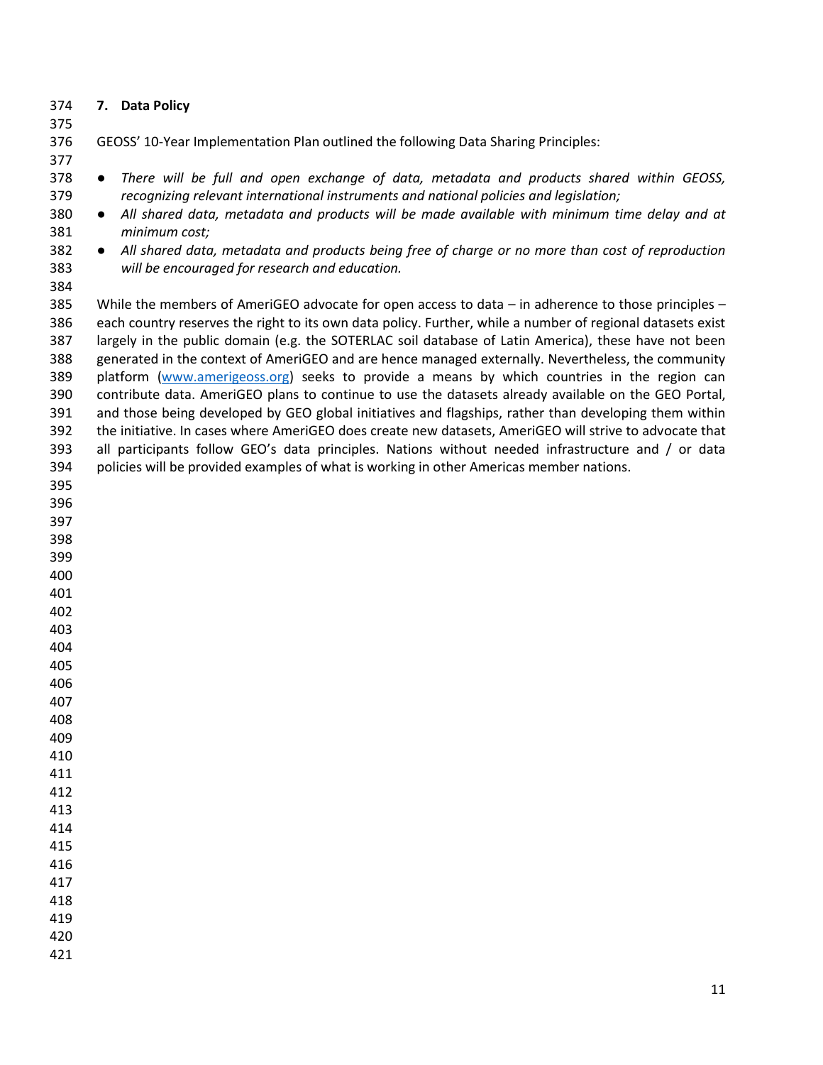## 7. Data Policy

GEOSS' 10-Year Implementation Plan outlined the following Data Sharing Principles:

- *There will be full and open exchange of data, metadata and products shared within GEOSS, recognizing relevant international instruments and national policies and legislation;*
- *All shared data, metadata and products will be made available with minimum time delay and at minimum cost;*
- *All shared data, metadata and products being free of charge or no more than cost of reproduction will be encouraged for research and education.*

While the members of AmeriGEO advocate for open access to data – in adherence to those principles – each country reserves the right to its own data policy. Further, while a number of regional datasets exist largely in the public domain (e.g. the SOTERLAC soil database of Latin America), these have not been generated in the context of AmeriGEO and are hence managed externally. Nevertheless, the community platform ([www.amerigeoss.org](http://www.amerigeoss.org)) seeks to provide a means by which countries in the region can contribute data. AmeriGEO plans to continue to use the datasets already available on the GEO Portal, and those being developed by GEO global initiatives and flagships, rather than developing them within the initiative. In cases where AmeriGEO does create new datasets, AmeriGEO will strive to advocate that all participants follow GEO's data principles. Nations without needed infrastructure and / or data policies will be provided examples of what is working in other Americas member nations.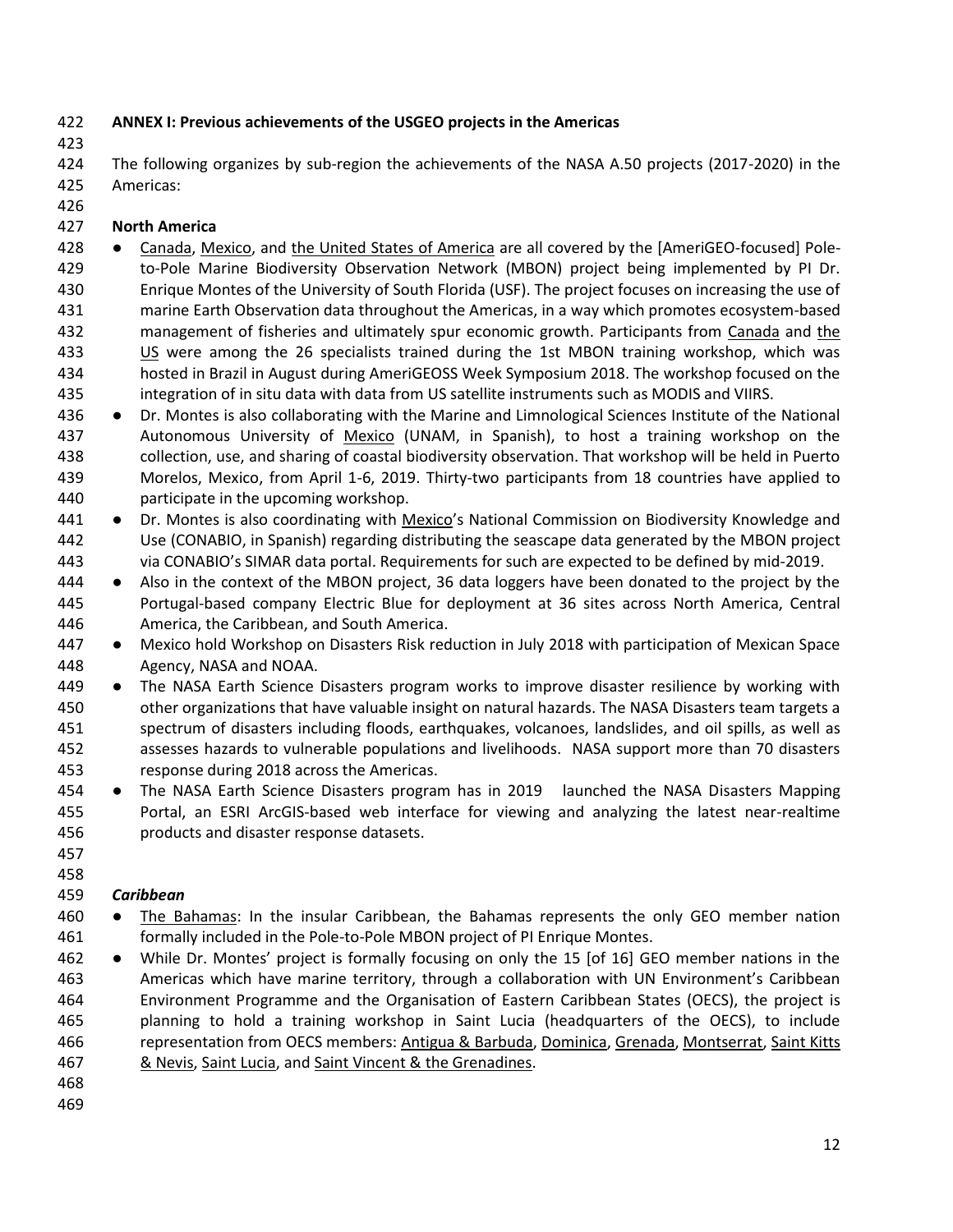**ANNEX I: Previous achievements of the USGEO projects in the Americas**

The following organizes by sub-region the achievements of the NASA A.50 projects (2017-2020) in the Americas:

**North America**

- Canada, Mexico, and the United States of America are all covered by the [AmeriGEO-focused] Pole-to-Pole Marine Biodiversity Observation Network (MBON) project being implemented by PI Dr. Enrique Montes of the University of South Florida (USF). The project focuses on increasing the use of marine Earth Observation data throughout the Americas, in a way which promotes ecosystem-based management of fisheries and ultimately spur economic growth. Participants from Canada and the US were among the 26 specialists trained during the 1st MBON training workshop, which was hosted in Brazil in August during AmeriGEOSS Week Symposium 2018. The workshop focused on the integration of in situ data with data from US satellite instruments such as MODIS and VIIRS.
- Dr. Montes is also collaborating with the Marine and Limnological Sciences Institute of the National Autonomous University of Mexico (UNAM, in Spanish), to host a training workshop on the collection, use, and sharing of coastal biodiversity observation. That workshop will be held in Puerto Morelos, Mexico, from April 1-6, 2019. Thirty-two participants from 18 countries have applied to participate in the upcoming workshop.
- Dr. Montes is also coordinating with Mexico's National Commission on Biodiversity Knowledge and Use (CONABIO, in Spanish) regarding distributing the seascape data generated by the MBON project via CONABIO's SIMAR data portal. Requirements for such are expected to be defined by mid-2019.
- Also in the context of the MBON project, 36 data loggers have been donated to the project by the Portugal-based company Electric Blue for deployment at 36 sites across North America, Central America, the Caribbean, and South America.
- Mexico hold Workshop on Disasters Risk reduction in July 2018 with participation of Mexican Space Agency, NASA and NOAA.
- The NASA Earth Science Disasters program works to improve disaster resilience by working with other organizations that have valuable insight on natural hazards. The NASA Disasters team targets a spectrum of disasters including floods, earthquakes, volcanoes, landslides, and oil spills, as well as assesses hazards to vulnerable populations and livelihoods. NASA support more than 70 disasters response during 2018 across the Americas.
- The NASA Earth Science Disasters program has in 2019 launched the NASA Disasters Mapping Portal, an ESRI ArcGIS-based web interface for viewing and analyzing the latest near-realtime products and disaster response datasets.

***Caribbean***

- The Bahamas: In the insular Caribbean, the Bahamas represents the only GEO member nation formally included in the Pole-to-Pole MBON project of PI Enrique Montes.
- While Dr. Montes' project is formally focusing on only the 15 [of 16] GEO member nations in the Americas which have marine territory, through a collaboration with UN Environment's Caribbean Environment Programme and the Organisation of Eastern Caribbean States (OECS), the project is planning to hold a training workshop in Saint Lucia (headquarters of the OECS), to include representation from OECS members: Antigua & Barbuda, Dominica, Grenada, Montserrat, Saint Kitts & Nevis, Saint Lucia, and Saint Vincent & the Grenadines.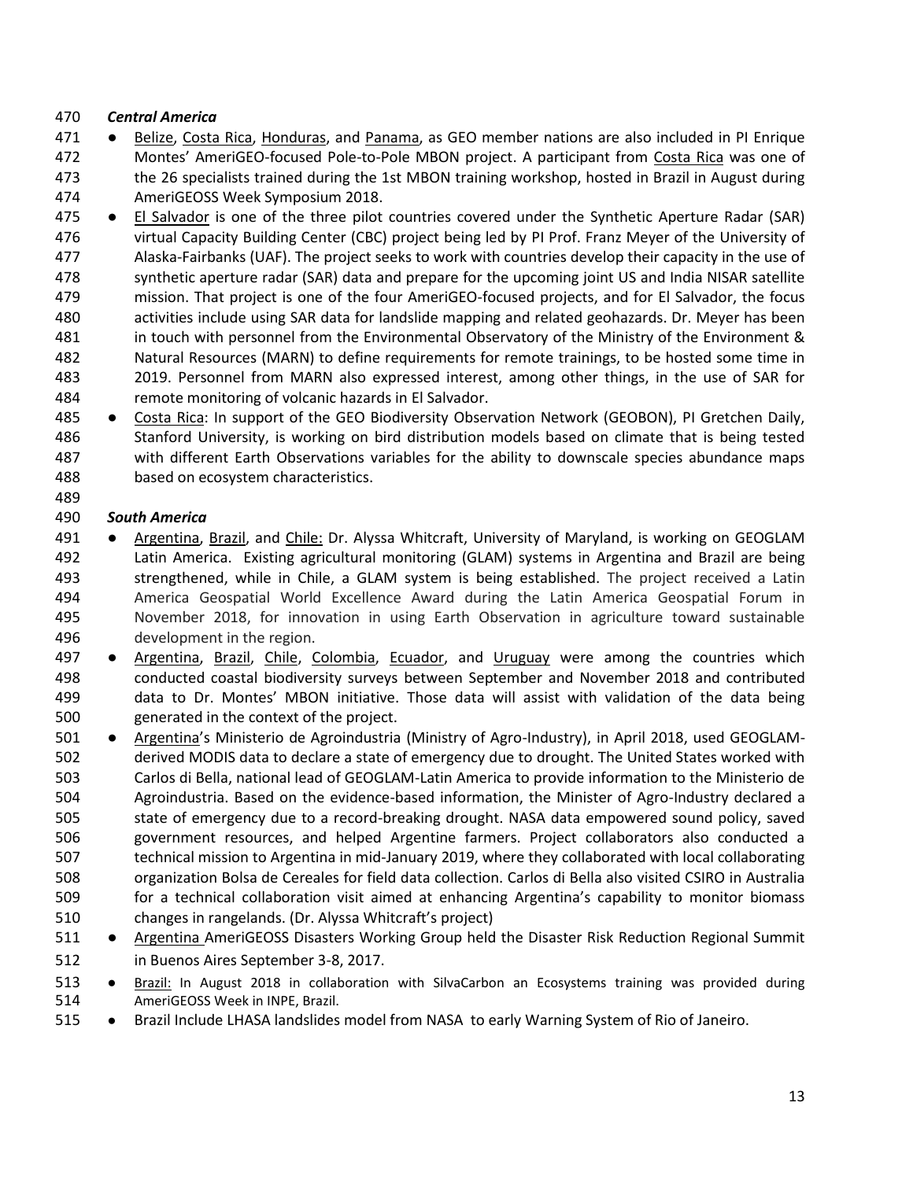***Central America***

- Belize, Costa Rica, Honduras, and Panama, as GEO member nations are also included in PI Enrique Montes' AmeriGEO-focused Pole-to-Pole MBON project. A participant from Costa Rica was one of the 26 specialists trained during the 1st MBON training workshop, hosted in Brazil in August during AmeriGEOSS Week Symposium 2018.
- El Salvador is one of the three pilot countries covered under the Synthetic Aperture Radar (SAR) virtual Capacity Building Center (CBC) project being led by PI Prof. Franz Meyer of the University of Alaska-Fairbanks (UAF). The project seeks to work with countries develop their capacity in the use of synthetic aperture radar (SAR) data and prepare for the upcoming joint US and India NISAR satellite mission. That project is one of the four AmeriGEO-focused projects, and for El Salvador, the focus activities include using SAR data for landslide mapping and related geohazards. Dr. Meyer has been in touch with personnel from the Environmental Observatory of the Ministry of the Environment & Natural Resources (MARN) to define requirements for remote trainings, to be hosted some time in 2019. Personnel from MARN also expressed interest, among other things, in the use of SAR for remote monitoring of volcanic hazards in El Salvador.
- Costa Rica: In support of the GEO Biodiversity Observation Network (GEOBON), PI Gretchen Daily, Stanford University, is working on bird distribution models based on climate that is being tested with different Earth Observations variables for the ability to downscale species abundance maps based on ecosystem characteristics.

***South America***

- Argentina, Brazil, and Chile: Dr. Alyssa Whitcraft, University of Maryland, is working on GEOGLAM Latin America. Existing agricultural monitoring (GLAM) systems in Argentina and Brazil are being strengthened, while in Chile, a GLAM system is being established. The project received a Latin America Geospatial World Excellence Award during the Latin America Geospatial Forum in November 2018, for innovation in using Earth Observation in agriculture toward sustainable development in the region.
- Argentina, Brazil, Chile, Colombia, Ecuador, and Uruguay were among the countries which conducted coastal biodiversity surveys between September and November 2018 and contributed data to Dr. Montes' MBON initiative. Those data will assist with validation of the data being generated in the context of the project.
- Argentina's Ministerio de Agroindustria (Ministry of Agro-Industry), in April 2018, used GEOGLAM-derived MODIS data to declare a state of emergency due to drought. The United States worked with Carlos di Bella, national lead of GEOGLAM-Latin America to provide information to the Ministerio de Agroindustria. Based on the evidence-based information, the Minister of Agro-Industry declared a state of emergency due to a record-breaking drought. NASA data empowered sound policy, saved government resources, and helped Argentine farmers. Project collaborators also conducted a technical mission to Argentina in mid-January 2019, where they collaborated with local collaborating organization Bolsa de Cereales for field data collection. Carlos di Bella also visited CSIRO in Australia for a technical collaboration visit aimed at enhancing Argentina's capability to monitor biomass changes in rangelands. (Dr. Alyssa Whitcraft's project)
- Argentina AmeriGEOSS Disasters Working Group held the Disaster Risk Reduction Regional Summit in Buenos Aires September 3-8, 2017.
- Brazil: In August 2018 in collaboration with SilvaCarbon an Ecosystems training was provided during AmeriGEOSS Week in INPE, Brazil.
- Brazil Include LHASA landslides model from NASA to early Warning System of Rio of Janeiro.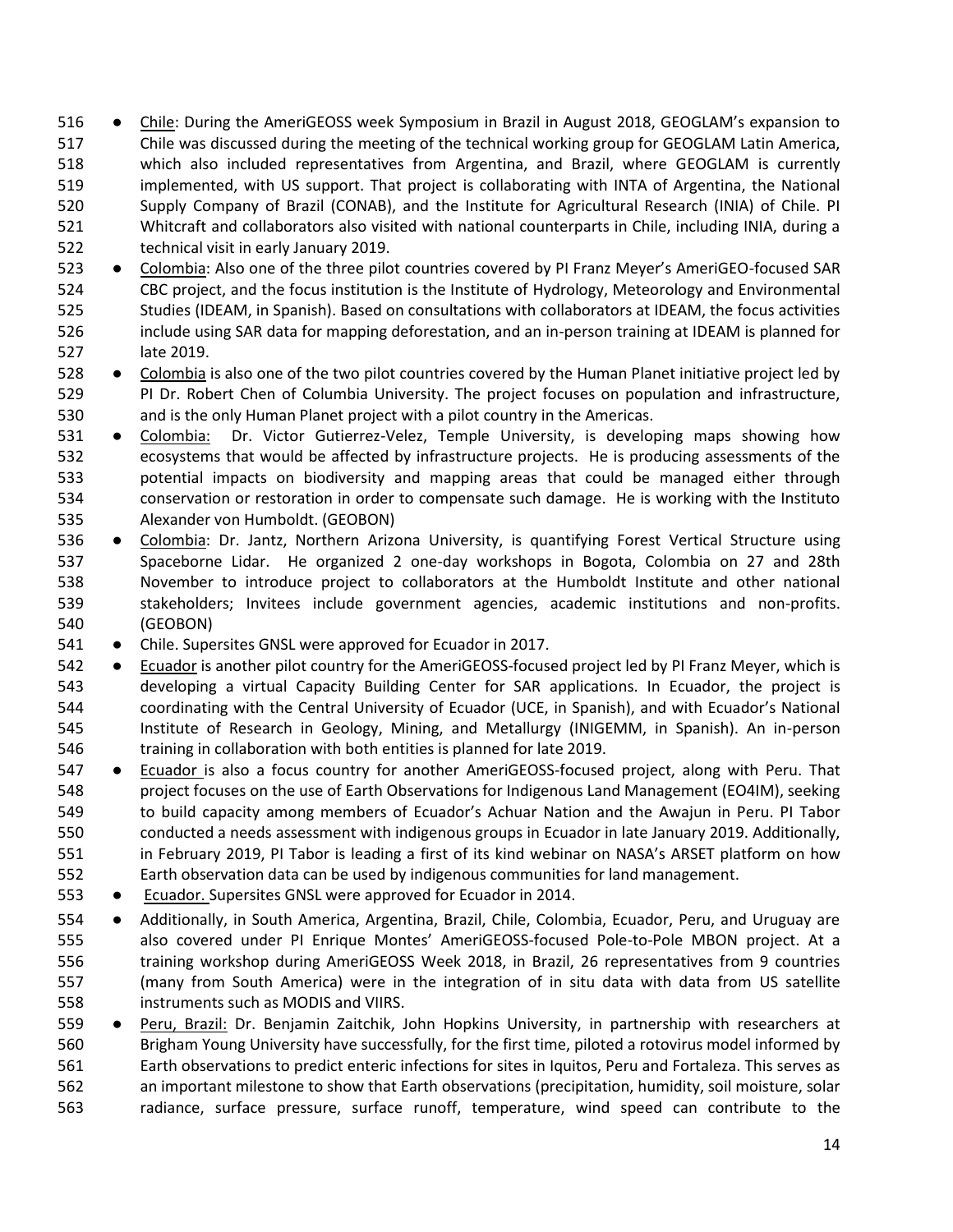- Chile: During the AmeriGEOSS week Symposium in Brazil in August 2018, GEOGLAM's expansion to Chile was discussed during the meeting of the technical working group for GEOGLAM Latin America, which also included representatives from Argentina, and Brazil, where GEOGLAM is currently implemented, with US support. That project is collaborating with INTA of Argentina, the National Supply Company of Brazil (CONAB), and the Institute for Agricultural Research (INIA) of Chile. PI Whitcraft and collaborators also visited with national counterparts in Chile, including INIA, during a technical visit in early January 2019.
- Colombia: Also one of the three pilot countries covered by PI Franz Meyer's AmeriGEO-focused SAR CBC project, and the focus institution is the Institute of Hydrology, Meteorology and Environmental Studies (IDEAM, in Spanish). Based on consultations with collaborators at IDEAM, the focus activities include using SAR data for mapping deforestation, and an in-person training at IDEAM is planned for late 2019.
- Colombia is also one of the two pilot countries covered by the Human Planet initiative project led by PI Dr. Robert Chen of Columbia University. The project focuses on population and infrastructure, and is the only Human Planet project with a pilot country in the Americas.
- Colombia: Dr. Victor Gutierrez-Velez, Temple University, is developing maps showing how ecosystems that would be affected by infrastructure projects. He is producing assessments of the potential impacts on biodiversity and mapping areas that could be managed either through conservation or restoration in order to compensate such damage. He is working with the Instituto Alexander von Humboldt. (GEOBON)
- Colombia: Dr. Jantz, Northern Arizona University, is quantifying Forest Vertical Structure using Spaceborne Lidar. He organized 2 one-day workshops in Bogota, Colombia on 27 and 28th November to introduce project to collaborators at the Humboldt Institute and other national stakeholders; Invitees include government agencies, academic institutions and non-profits. (GEOBON)
- Chile. Supersites GNSL were approved for Ecuador in 2017.
- Ecuador is another pilot country for the AmeriGEOSS-focused project led by PI Franz Meyer, which is developing a virtual Capacity Building Center for SAR applications. In Ecuador, the project is coordinating with the Central University of Ecuador (UCE, in Spanish), and with Ecuador's National Institute of Research in Geology, Mining, and Metallurgy (INIGEMM, in Spanish). An in-person training in collaboration with both entities is planned for late 2019.
- Ecuador is also a focus country for another AmeriGEOSS-focused project, along with Peru. That project focuses on the use of Earth Observations for Indigenous Land Management (EO4IM), seeking to build capacity among members of Ecuador's Achuar Nation and the Awajun in Peru. PI Tabor conducted a needs assessment with indigenous groups in Ecuador in late January 2019. Additionally, in February 2019, PI Tabor is leading a first of its kind webinar on NASA's ARSET platform on how Earth observation data can be used by indigenous communities for land management.
- Ecuador. Supersites GNSL were approved for Ecuador in 2014.
- Additionally, in South America, Argentina, Brazil, Chile, Colombia, Ecuador, Peru, and Uruguay are also covered under PI Enrique Montes' AmeriGEOSS-focused Pole-to-Pole MBON project. At a training workshop during AmeriGEOSS Week 2018, in Brazil, 26 representatives from 9 countries (many from South America) were in the integration of in situ data with data from US satellite instruments such as MODIS and VIIRS.
- Peru, Brazil: Dr. Benjamin Zaitchik, John Hopkins University, in partnership with researchers at Brigham Young University have successfully, for the first time, piloted a rotovirus model informed by Earth observations to predict enteric infections for sites in Iquitos, Peru and Fortaleza. This serves as an important milestone to show that Earth observations (precipitation, humidity, soil moisture, solar radiance, surface pressure, surface runoff, temperature, wind speed can contribute to the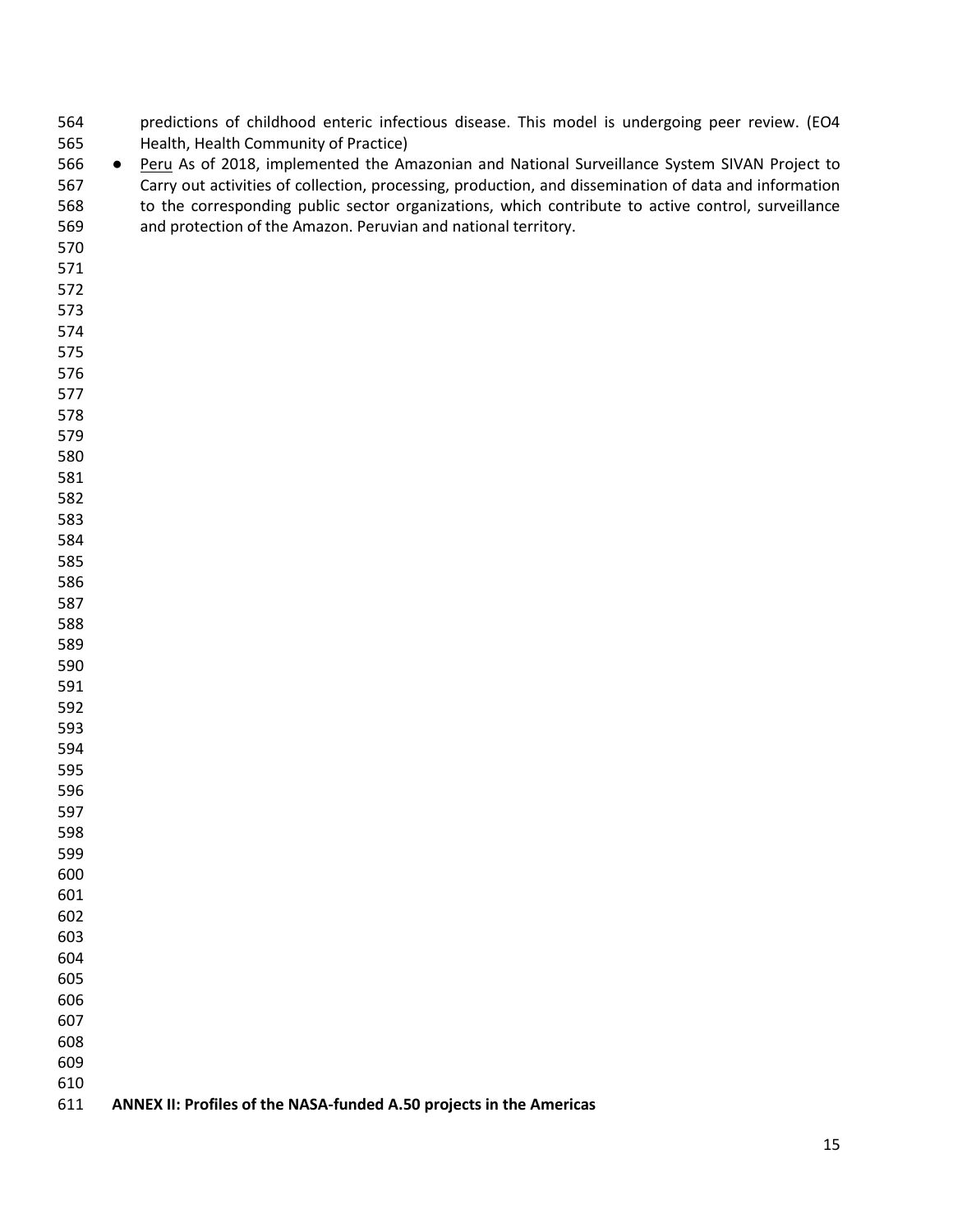predictions of childhood enteric infectious disease. This model is undergoing peer review. (EO4 Health, Health Community of Practice)

- Peru As of 2018, implemented the Amazonian and National Surveillance System SIVAN Project to Carry out activities of collection, processing, production, and dissemination of data and information to the corresponding public sector organizations, which contribute to active control, surveillance and protection of the Amazon. Peruvian and national territory.

**ANNEX II: Profiles of the NASA-funded A.50 projects in the Americas**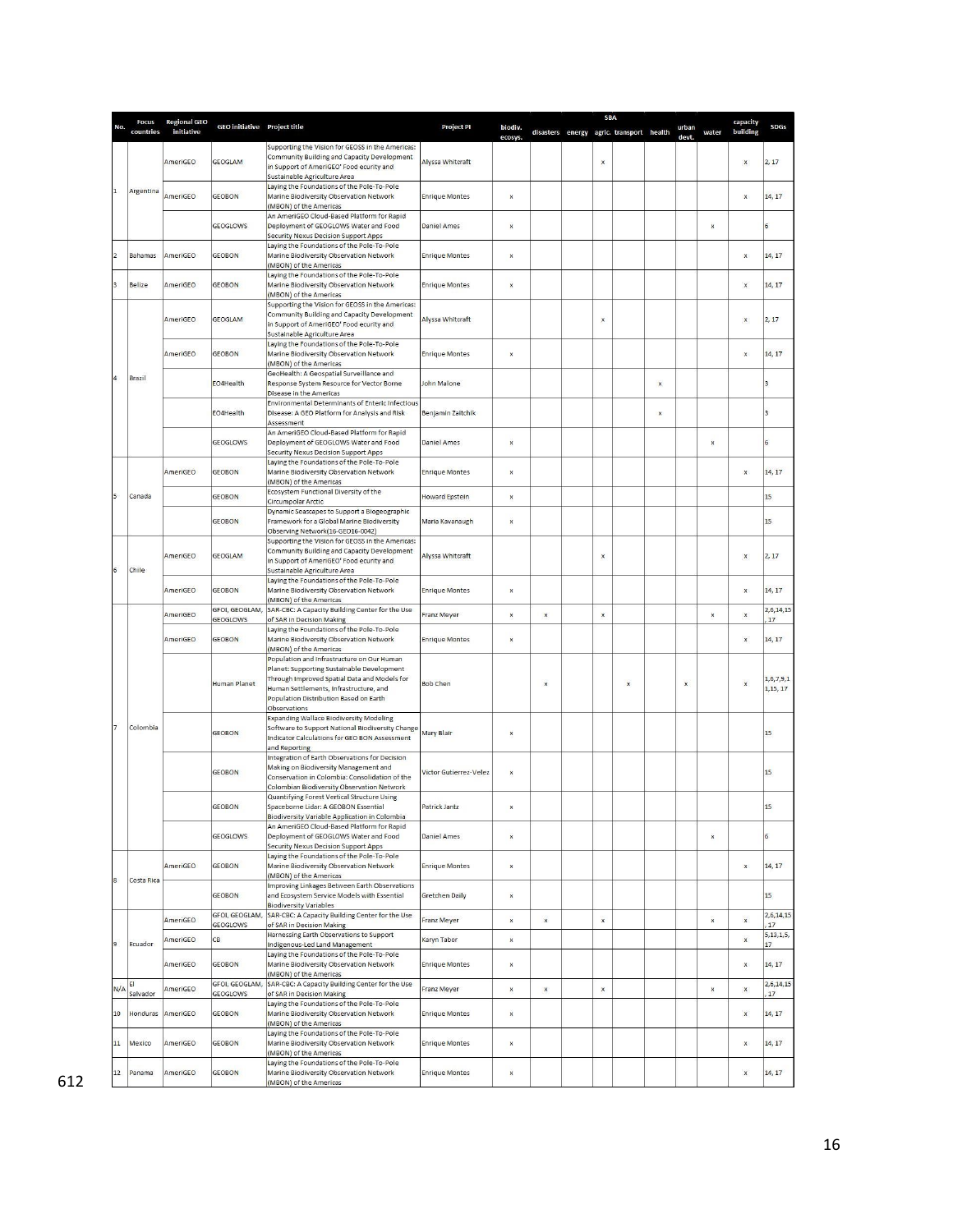| No. | Focus countries | Regional GEO initiative | GEO initiative | Project title | Project PI | SBA | | | | | | | | capacity building | SDGs |
|---|---|---|---|---|---|---|---|---|---|---|---|---|---|---|---|
| | | | | | | biodiv. ecosys. | disasters | energy | agric. | transport | health | urban devt. | water | | |
| 1 | Argentina | AmeriGEO | GEOGLAM | Supporting the Vision for GEOSS in the Americas: Community Building and Capacity Development in Support of AmeriGEO' Food ecurity and Sustainable Agriculture Area | Alyssa Whitcraft | | | | x | | | | | x | 2, 17 |
| | | AmeriGEO | GEOBON | Laying the Foundations of the Pole-To-Pole Marine Biodiversity Observation Network (MBON) of the Americas | Enrique Montes | x | | | | | | | | x | 14, 17 |
| | | | GEOGLOWS | An AmeriGEO Cloud-Based Platform for Rapid Deployment of GEOGLOWS Water and Food Security Nexus Decision Support Apps | Daniel Ames | x | | | | | | | x | | 6 |
| 2 | Bahamas | AmeriGEO | GEOBON | Laying the Foundations of the Pole-To-Pole Marine Biodiversity Observation Network (MBON) of the Americas | Enrique Montes | x | | | | | | | | x | 14, 17 |
| 3 | Belize | AmeriGEO | GEOBON | Laying the Foundations of the Pole-To-Pole Marine Biodiversity Observation Network (MBON) of the Americas | Enrique Montes | x | | | | | | | | x | 14, 17 |
| 4 | Brazil | AmeriGEO | GEOGLAM | Supporting the Vision for GEOSS in the Americas: Community Building and Capacity Development in Support of AmeriGEO' Food ecurity and Sustainable Agriculture Area | Alyssa Whitcraft | | | | x | | | | | x | 2, 17 |
| | | AmeriGEO | GEOBON | Laying the Foundations of the Pole-To-Pole Marine Biodiversity Observation Network (MBON) of the Americas | Enrique Montes | x | | | | | | | | x | 14, 17 |
| | | | EO4Health | GeoHealth: A Geospatial Surveillance and Response System Resource for Vector Borne Disease in the Americas | John Malone | | | | | | x | | | | 3 |
| | | | EO4Health | Environmental Determinants of Enteric Infectious Disease: A GEO Platform for Analysis and Risk Assessment | Benjamin Zaitchik | | | | | | x | | | | 3 |
| | | | GEOGLOWS | An AmeriGEO Cloud-Based Platform for Rapid Deployment of GEOGLOWS Water and Food Security Nexus Decision Support Apps | Daniel Ames | x | | | | | | | x | | 6 |
| 5 | Canada | AmeriGEO | GEOBON | Laying the Foundations of the Pole-To-Pole Marine Biodiversity Observation Network (MBON) of the Americas | Enrique Montes | x | | | | | | | | x | 14, 17 |
| | | | GEOBON | Ecosystem Functional Diversity of the Circumpolar Arctic | Howard Epstein | x | | | | | | | | | 15 |
| | | | GEOBON | Dynamic Seascapes to Support a Biogeographic Framework for a Global Marine Biodiversity Observing Network(16-GEO16-0042) | Maria Kavanaugh | x | | | | | | | | | 15 |
| 6 | Chile | AmeriGEO | GEOGLAM | Supporting the Vision for GEOSS in the Americas: Community Building and Capacity Development in Support of AmeriGEO' Food ecurity and Sustainable Agriculture Area | Alyssa Whitcraft | | | | x | | | | | x | 2, 17 |
| | | AmeriGEO | GEOBON | Laying the Foundations of the Pole-To-Pole Marine Biodiversity Observation Network (MBON) of the Americas | Enrique Montes | x | | | | | | | | x | 14, 17 |
| 7 | Colombia | AmeriGEO | GFOI, GEOGLAM, GEOGLOWS | SAR-CBC: A Capacity Building Center for the Use of SAR in Decision Making | Franz Meyer | x | x | | x | | | | x | x | 2,6,14,15, 17 |
| | | AmeriGEO | GEOBON | Laying the Foundations of the Pole-To-Pole Marine Biodiversity Observation Network (MBON) of the Americas | Enrique Montes | x | | | | | | | | x | 14, 17 |
| | | | Human Planet | Population and Infrastructure on Our Human Planet: Supporting Sustainable Development Through Improved Spatial Data and Models for Human Settlements, Infrastructure, and Population Distribution Based on Earth Observations | Bob Chen | | x | | | x | | x | | x | 1,6,7,9,11,15, 17 |
| | | | GEOBON | Expanding Wallace Biodiversity Modeling Software to Support National Biodiversity Change Indicator Calculations for GEO BON Assessment and Reporting | Mary Blair | x | | | | | | | | | 15 |
| | | | GEOBON | Integration of Earth Observations for Decision Making on Biodiversity Management and Conservation in Colombia: Consolidation of the Colombian Biodiversity Observation Network | Victor Gutierrez-Velez | x | | | | | | | | | 15 |
| | | | GEOBON | Quantifying Forest Vertical Structure Using Spaceborne Lidar: A GEOBON Essential Biodiversity Variable Application in Colombia | Patrick Jantz | x | | | | | | | | | 15 |
| | | | GEOGLOWS | An AmeriGEO Cloud-Based Platform for Rapid Deployment of GEOGLOWS Water and Food Security Nexus Decision Support Apps | Daniel Ames | x | | | | | | | x | | 6 |
| 8 | Costa Rica | AmeriGEO | GEOBON | Laying the Foundations of the Pole-To-Pole Marine Biodiversity Observation Network (MBON) of the Americas | Enrique Montes | x | | | | | | | | x | 14, 17 |
| | | | GEOBON | Improving Linkages Between Earth Observations and Ecosystem Service Models with Essential Biodiversity Variables | Gretchen Daily | x | | | | | | | | | 15 |
| 9 | Ecuador | AmeriGEO | GFOI, GEOGLAM, GEOGLOWS | SAR-CBC: A Capacity Building Center for the Use of SAR in Decision Making | Franz Meyer | x | x | | x | | | | x | x | 2,6,14,15, 17 |
| | | AmeriGEO | CB | Harnessing Earth Observations to Support Indigenous-Led Land Management | Karyn Tabor | x | | | | | | | | x | 5,13,1,5, 17 |
| | | AmeriGEO | GEOBON | Laying the Foundations of the Pole-To-Pole Marine Biodiversity Observation Network (MBON) of the Americas | Enrique Montes | x | | | | | | | | x | 14, 17 |
| N/A | El Salvador | AmeriGEO | GFOI, GEOGLAM, GEOGLOWS | SAR-CBC: A Capacity Building Center for the Use of SAR in Decision Making | Franz Meyer | x | x | | x | | | | x | x | 2,6,14,15, 17 |
| 10 | Honduras | AmeriGEO | GEOBON | Laying the Foundations of the Pole-To-Pole Marine Biodiversity Observation Network (MBON) of the Americas | Enrique Montes | x | | | | | | | | x | 14, 17 |
| 11 | Mexico | AmeriGEO | GEOBON | Laying the Foundations of the Pole-To-Pole Marine Biodiversity Observation Network (MBON) of the Americas | Enrique Montes | x | | | | | | | | x | 14, 17 |
| 12 | Panama | AmeriGEO | GEOBON | Laying the Foundations of the Pole-To-Pole Marine Biodiversity Observation Network (MBON) of the Americas | Enrique Montes | x | | | | | | | | x | 14, 17 |